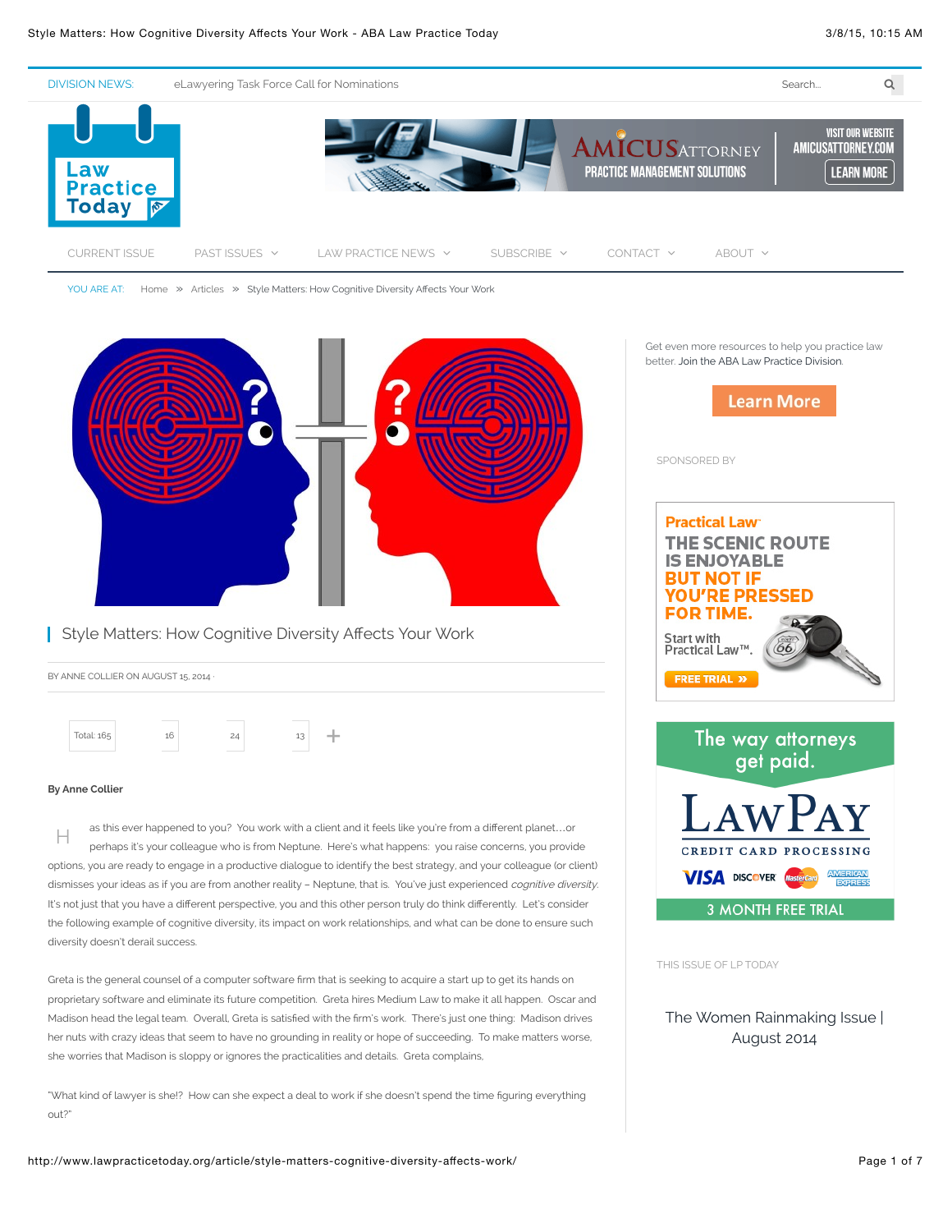# Style Matters: How Cognitive Diversity Affects Your Work

BY ANNE COLLIER ON AUGUST 15, 2014 ·

**By Anne Collier**

Has this ever happened to you? You work with a client and it feels like you're from a different planet….or perhaps it's your colleague who is from Neptune. Here's what happens: you raise concerns, you provide options, you are ready to engage in a productive dialogue to identify the best strategy, and your colleague (or client) dismisses your ideas as if you are from another reality – Neptune, that is. You've just experienced *cognitive diversity*. It's not just that you have a different perspective, you and this other person truly do think differently. Let's consider the following example of cognitive diversity, its impact on work relationships, and what can be done to ensure such diversity doesn't derail success.

Greta is the general counsel of a computer software firm that is seeking to acquire a start up to get its hands on proprietary software and eliminate its future competition. Greta hires Medium Law to make it all happen. Oscar and Madison head the legal team. Overall, Greta is satisfied with the firm's work. There's just one thing: Madison drives her nuts with crazy ideas that seem to have no grounding in reality or hope of succeeding. To make matters worse, she worries that Madison is sloppy or ignores the practicalities and details. Greta complains,

"What kind of lawyer is she!? How can she expect a deal to work if she doesn't spend the time figuring everything out?"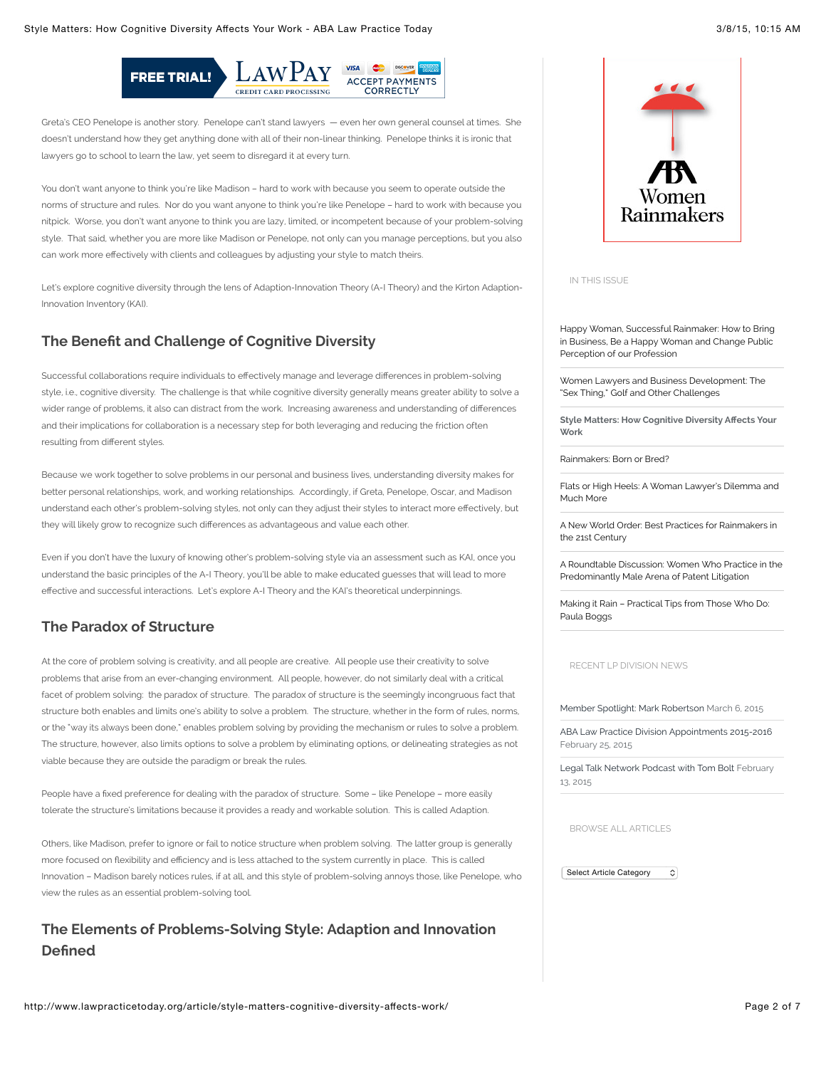Greta's CEO Penelope is another story. Penelope can't stand lawyers — even her own general counsel at times. She doesn't understand how they get anything done with all of their non-linear thinking. Penelope thinks it is ironic that lawyers go to school to learn the law, yet seem to disregard it at every turn.

You don't want anyone to think you're like Madison – hard to work with because you seem to operate outside the norms of structure and rules. Nor do you want anyone to think you're like Penelope – hard to work with because you nitpick. Worse, you don't want anyone to think you are lazy, limited, or incompetent because of your problem-solving style. That said, whether you are more like Madison or Penelope, not only can you manage perceptions, but you also can work more effectively with clients and colleagues by adjusting your style to match theirs.

Let's explore cognitive diversity through the lens of Adaption-Innovation Theory (A-I Theory) and the Kirton Adaption-Innovation Inventory (KAI).

## The Benefit and Challenge of Cognitive Diversity

Successful collaborations require individuals to effectively manage and leverage differences in problem-solving style, i.e., cognitive diversity. The challenge is that while cognitive diversity generally means greater ability to solve a wider range of problems, it also can distract from the work. Increasing awareness and understanding of differences and their implications for collaboration is a necessary step for both leveraging and reducing the friction often resulting from different styles.

Because we work together to solve problems in our personal and business lives, understanding diversity makes for better personal relationships, work, and working relationships. Accordingly, if Greta, Penelope, Oscar, and Madison understand each other's problem-solving styles, not only can they adjust their styles to interact more effectively, but they will likely grow to recognize such differences as advantageous and value each other.

Even if you don't have the luxury of knowing other's problem-solving style via an assessment such as KAI, once you understand the basic principles of the A-I Theory, you'll be able to make educated guesses that will lead to more effective and successful interactions. Let's explore A-I Theory and the KAI's theoretical underpinnings.

## The Paradox of Structure

At the core of problem solving is creativity, and all people are creative. All people use their creativity to solve problems that arise from an ever-changing environment. All people, however, do not similarly deal with a critical facet of problem solving: the paradox of structure. The paradox of structure is the seemingly incongruous fact that structure both enables and limits one's ability to solve a problem. The structure, whether in the form of rules, norms, or the "way its always been done," enables problem solving by providing the mechanism or rules to solve a problem. The structure, however, also limits options to solve a problem by eliminating options, or delineating strategies as not viable because they are outside the paradigm or break the rules.

People have a fixed preference for dealing with the paradox of structure. Some – like Penelope – more easily tolerate the structure's limitations because it provides a ready and workable solution. This is called Adaption.

Others, like Madison, prefer to ignore or fail to notice structure when problem solving. The latter group is generally more focused on flexibility and efficiency and is less attached to the system currently in place. This is called Innovation – Madison barely notices rules, if at all, and this style of problem-solving annoys those, like Penelope, who view the rules as an essential problem-solving tool.

## The Elements of Problems-Solving Style: Adaption and Innovation Defined

IN THIS ISSUE

- Happy Woman, Successful Rainmaker: How to Bring in Business, Be a Happy Woman and Change Public Perception of our Profession
- Women Lawyers and Business Development: The "Sex Thing," Golf and Other Challenges
- **Style Matters: How Cognitive Diversity Affects Your Work**
- Rainmakers: Born or Bred?
- Flats or High Heels: A Woman Lawyer's Dilemma and Much More
- A New World Order: Best Practices for Rainmakers in the 21st Century
- A Roundtable Discussion: Women Who Practice in the Predominantly Male Arena of Patent Litigation
- Making it Rain – Practical Tips from Those Who Do: Paula Boggs

RECENT LP DIVISION NEWS

- Member Spotlight: Mark Robertson March 6, 2015
- ABA Law Practice Division Appointments 2015-2016 February 25, 2015
- Legal Talk Network Podcast with Tom Bolt February 13, 2015

BROWSE ALL ARTICLES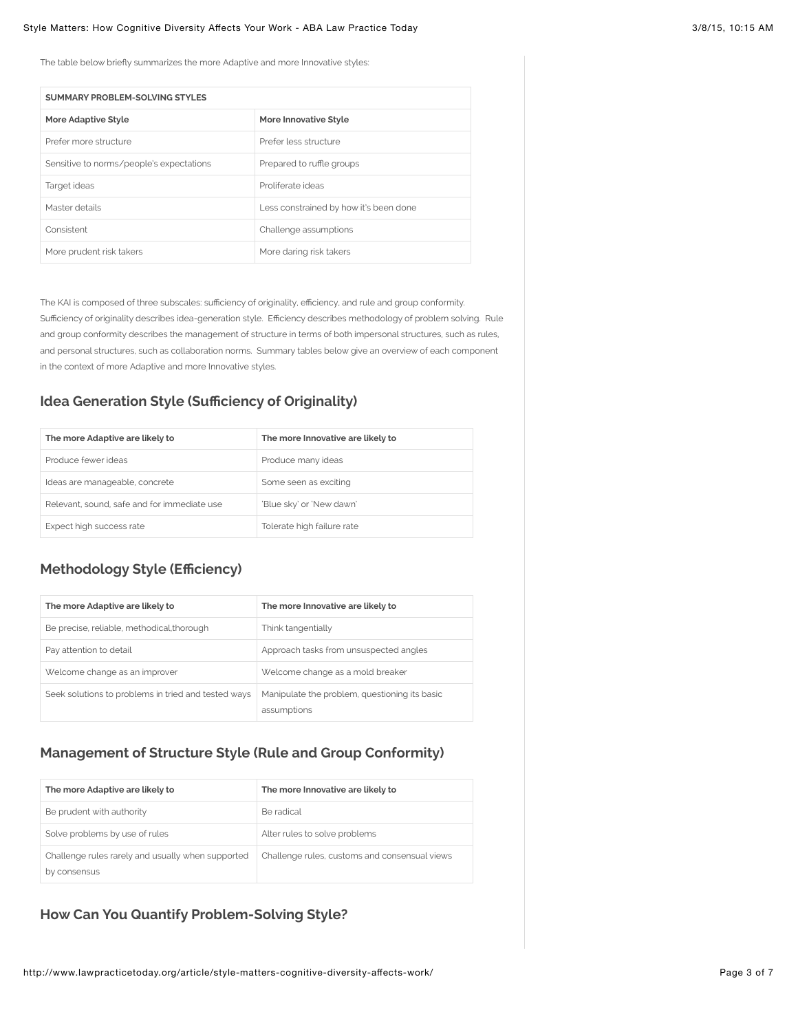The table below briefly summarizes the more Adaptive and more Innovative styles:

| SUMMARY PROBLEM-SOLVING STYLES | |
|---|---|
| **More Adaptive Style** | **More Innovative Style** |
| Prefer more structure | Prefer less structure |
| Sensitive to norms/people's expectations | Prepared to ruffle groups |
| Target ideas | Proliferate ideas |
| Master details | Less constrained by how it's been done |
| Consistent | Challenge assumptions |
| More prudent risk takers | More daring risk takers |

The KAI is composed of three subscales: sufficiency of originality, efficiency, and rule and group conformity. Sufficiency of originality describes idea-generation style. Efficiency describes methodology of problem solving. Rule and group conformity describes the management of structure in terms of both impersonal structures, such as rules, and personal structures, such as collaboration norms. Summary tables below give an overview of each component in the context of more Adaptive and more Innovative styles.

## Idea Generation Style (Sufficiency of Originality)

| The more Adaptive are likely to | The more Innovative are likely to |
|---|---|
| Produce fewer ideas | Produce many ideas |
| Ideas are manageable, concrete | Some seen as exciting |
| Relevant, sound, safe and for immediate use | 'Blue sky' or 'New dawn' |
| Expect high success rate | Tolerate high failure rate |

## Methodology Style (Efficiency)

| The more Adaptive are likely to | The more Innovative are likely to |
|---|---|
| Be precise, reliable, methodical,thorough | Think tangentially |
| Pay attention to detail | Approach tasks from unsuspected angles |
| Welcome change as an improver | Welcome change as a mold breaker |
| Seek solutions to problems in tried and tested ways | Manipulate the problem, questioning its basic assumptions |

## Management of Structure Style (Rule and Group Conformity)

| The more Adaptive are likely to | The more Innovative are likely to |
|---|---|
| Be prudent with authority | Be radical |
| Solve problems by use of rules | Alter rules to solve problems |
| Challenge rules rarely and usually when supported by consensus | Challenge rules, customs and consensual views |

## How Can You Quantify Problem-Solving Style?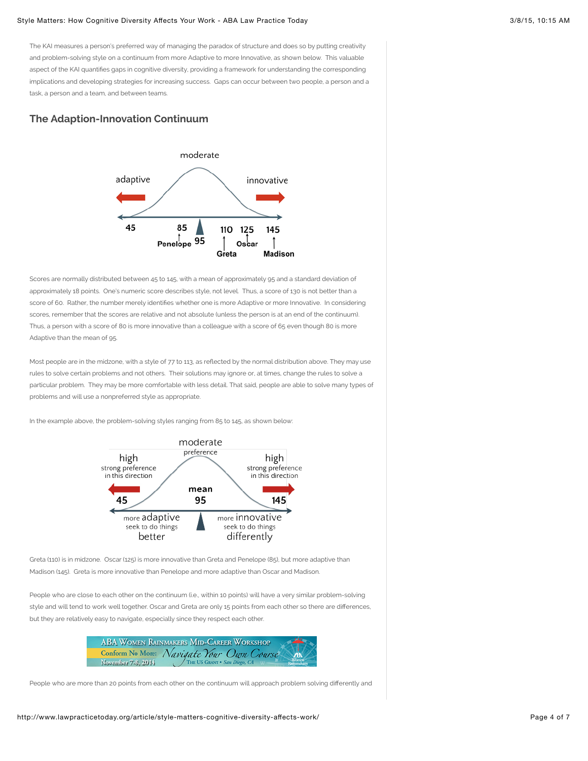The KAI measures a person's preferred way of managing the paradox of structure and does so by putting creativity and problem-solving style on a continuum from more Adaptive to more Innovative, as shown below. This valuable aspect of the KAI quantifies gaps in cognitive diversity, providing a framework for understanding the corresponding implications and developing strategies for increasing success. Gaps can occur between two people, a person and a task, a person and a team, and between teams.

## The Adaption-Innovation Continuum

moderate

adaptive — innovative

45 — 85 Penelope — 95 — 110 Greta — 125 Oscar — 145 Madison

Scores are normally distributed between 45 to 145, with a mean of approximately 95 and a standard deviation of approximately 18 points. One's numeric score describes style, not level. Thus, a score of 130 is not better than a score of 60. Rather, the number merely identifies whether one is more Adaptive or more Innovative. In considering scores, remember that the scores are relative and not absolute (unless the person is at an end of the continuum). Thus, a person with a score of 80 is more innovative than a colleague with a score of 65 even though 80 is more Adaptive than the mean of 95.

Most people are in the midzone, with a style of 77 to 113, as reflected by the normal distribution above. They may use rules to solve certain problems and not others. Their solutions may ignore or, at times, change the rules to solve a particular problem. They may be more comfortable with less detail. That said, people are able to solve many types of problems and will use a nonpreferred style as appropriate.

In the example above, the problem-solving styles ranging from 85 to 145, as shown below:

moderate preference

high — strong preference in this direction | mean 95 | high — strong preference in this direction

45 — more adaptive — seek to do things better

145 — more innovative — seek to do things differently

Greta (110) is in midzone. Oscar (125) is more innovative than Greta and Penelope (85), but more adaptive than Madison (145). Greta is more innovative than Penelope and more adaptive than Oscar and Madison.

People who are close to each other on the continuum (i.e., within 10 points) will have a very similar problem-solving style and will tend to work well together. Oscar and Greta are only 15 points from each other so there are differences, but they are relatively easy to navigate, especially since they respect each other.

ABA Women Rainmakers Mid-Career Workshop — Conform No More: Navigate Your Own Course — November 7-8, 2014 — The US Grant • San Diego, CA

People who are more than 20 points from each other on the continuum will approach problem solving differently and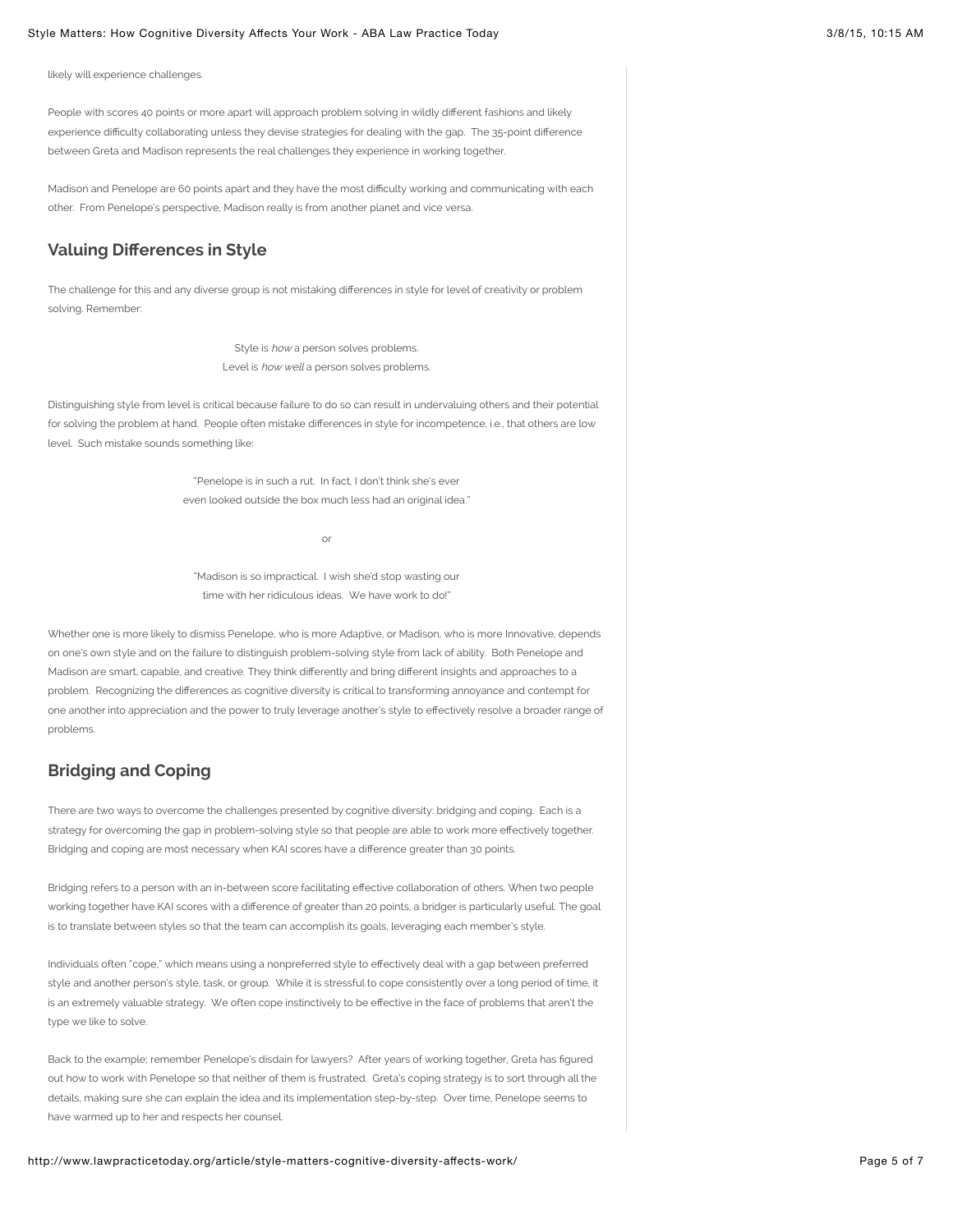likely will experience challenges.

People with scores 40 points or more apart will approach problem solving in wildly different fashions and likely experience difficulty collaborating unless they devise strategies for dealing with the gap. The 35-point difference between Greta and Madison represents the real challenges they experience in working together.

Madison and Penelope are 60 points apart and they have the most difficulty working and communicating with each other. From Penelope's perspective, Madison really is from another planet and vice versa.

## Valuing Differences in Style

The challenge for this and any diverse group is not mistaking differences in style for level of creativity or problem solving. Remember:

Style is *how* a person solves problems.
Level is *how well* a person solves problems.

Distinguishing style from level is critical because failure to do so can result in undervaluing others and their potential for solving the problem at hand. People often mistake differences in style for incompetence, i.e., that others are low level. Such mistake sounds something like:

"Penelope is in such a rut. In fact, I don't think she's ever even looked outside the box much less had an original idea."

or

"Madison is so impractical. I wish she'd stop wasting our time with her ridiculous ideas. We have work to do!"

Whether one is more likely to dismiss Penelope, who is more Adaptive, or Madison, who is more Innovative, depends on one's own style and on the failure to distinguish problem-solving style from lack of ability. Both Penelope and Madison are smart, capable, and creative. They think differently and bring different insights and approaches to a problem. Recognizing the differences as cognitive diversity is critical to transforming annoyance and contempt for one another into appreciation and the power to truly leverage another's style to effectively resolve a broader range of problems.

## Bridging and Coping

There are two ways to overcome the challenges presented by cognitive diversity: bridging and coping. Each is a strategy for overcoming the gap in problem-solving style so that people are able to work more effectively together. Bridging and coping are most necessary when KAI scores have a difference greater than 30 points.

Bridging refers to a person with an in-between score facilitating effective collaboration of others. When two people working together have KAI scores with a difference of greater than 20 points, a bridger is particularly useful. The goal is to translate between styles so that the team can accomplish its goals, leveraging each member's style.

Individuals often "cope," which means using a nonpreferred style to effectively deal with a gap between preferred style and another person's style, task, or group. While it is stressful to cope consistently over a long period of time, it is an extremely valuable strategy. We often cope instinctively to be effective in the face of problems that aren't the type we like to solve.

Back to the example; remember Penelope's disdain for lawyers? After years of working together, Greta has figured out how to work with Penelope so that neither of them is frustrated. Greta's coping strategy is to sort through all the details, making sure she can explain the idea and its implementation step-by-step. Over time, Penelope seems to have warmed up to her and respects her counsel.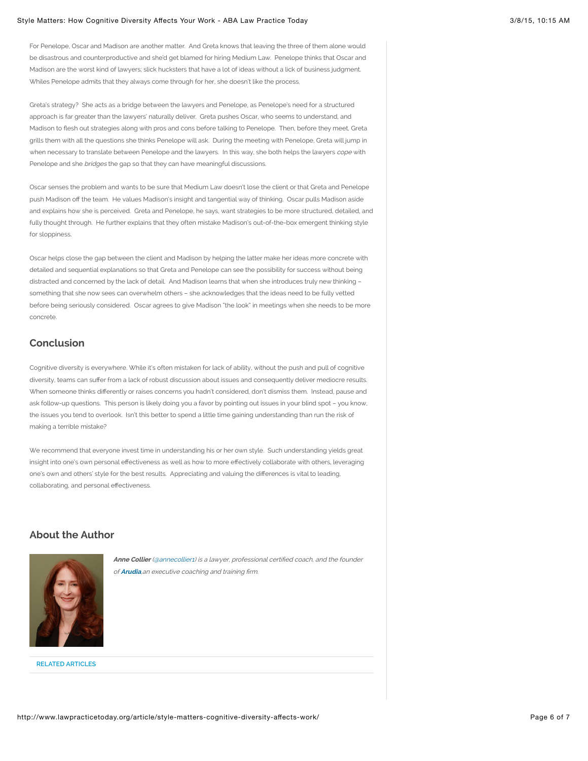For Penelope, Oscar and Madison are another matter. And Greta knows that leaving the three of them alone would be disastrous and counterproductive and she'd get blamed for hiring Medium Law. Penelope thinks that Oscar and Madison are the worst kind of lawyers; slick hucksters that have a lot of ideas without a lick of business judgment. Whiles Penelope admits that they always come through for her, she doesn't like the process.

Greta's strategy? She acts as a bridge between the lawyers and Penelope, as Penelope's need for a structured approach is far greater than the lawyers' naturally deliver. Greta pushes Oscar, who seems to understand, and Madison to flesh out strategies along with pros and cons before talking to Penelope. Then, before they meet, Greta grills them with all the questions she thinks Penelope will ask. During the meeting with Penelope, Greta will jump in when necessary to translate between Penelope and the lawyers. In this way, she both helps the lawyers *cope* with Penelope and she *bridges* the gap so that they can have meaningful discussions.

Oscar senses the problem and wants to be sure that Medium Law doesn't lose the client or that Greta and Penelope push Madison off the team. He values Madison's insight and tangential way of thinking. Oscar pulls Madison aside and explains how she is perceived. Greta and Penelope, he says, want strategies to be more structured, detailed, and fully thought through. He further explains that they often mistake Madison's out-of-the-box emergent thinking style for sloppiness.

Oscar helps close the gap between the client and Madison by helping the latter make her ideas more concrete with detailed and sequential explanations so that Greta and Penelope can see the possibility for success without being distracted and concerned by the lack of detail. And Madison learns that when she introduces truly new thinking – something that she now sees can overwhelm others – she acknowledges that the ideas need to be fully vetted before being seriously considered. Oscar agrees to give Madison "the look" in meetings when she needs to be more concrete.

## Conclusion

Cognitive diversity is everywhere. While it's often mistaken for lack of ability, without the push and pull of cognitive diversity, teams can suffer from a lack of robust discussion about issues and consequently deliver mediocre results. When someone thinks differently or raises concerns you hadn't considered, don't dismiss them. Instead, pause and ask follow-up questions. This person is likely doing you a favor by pointing out issues in your blind spot – you know, the issues you tend to overlook. Isn't this better to spend a little time gaining understanding than run the risk of making a terrible mistake?

We recommend that everyone invest time in understanding his or her own style. Such understanding yields great insight into one's own personal effectiveness as well as how to more effectively collaborate with others, leveraging one's own and others' style for the best results. Appreciating and valuing the differences is vital to leading, collaborating, and personal effectiveness.

## About the Author

***Anne Collier*** *(@annecollier1) is a lawyer, professional certified coach, and the founder of* ***Arudia****,an executive coaching and training firm.*

RELATED ARTICLES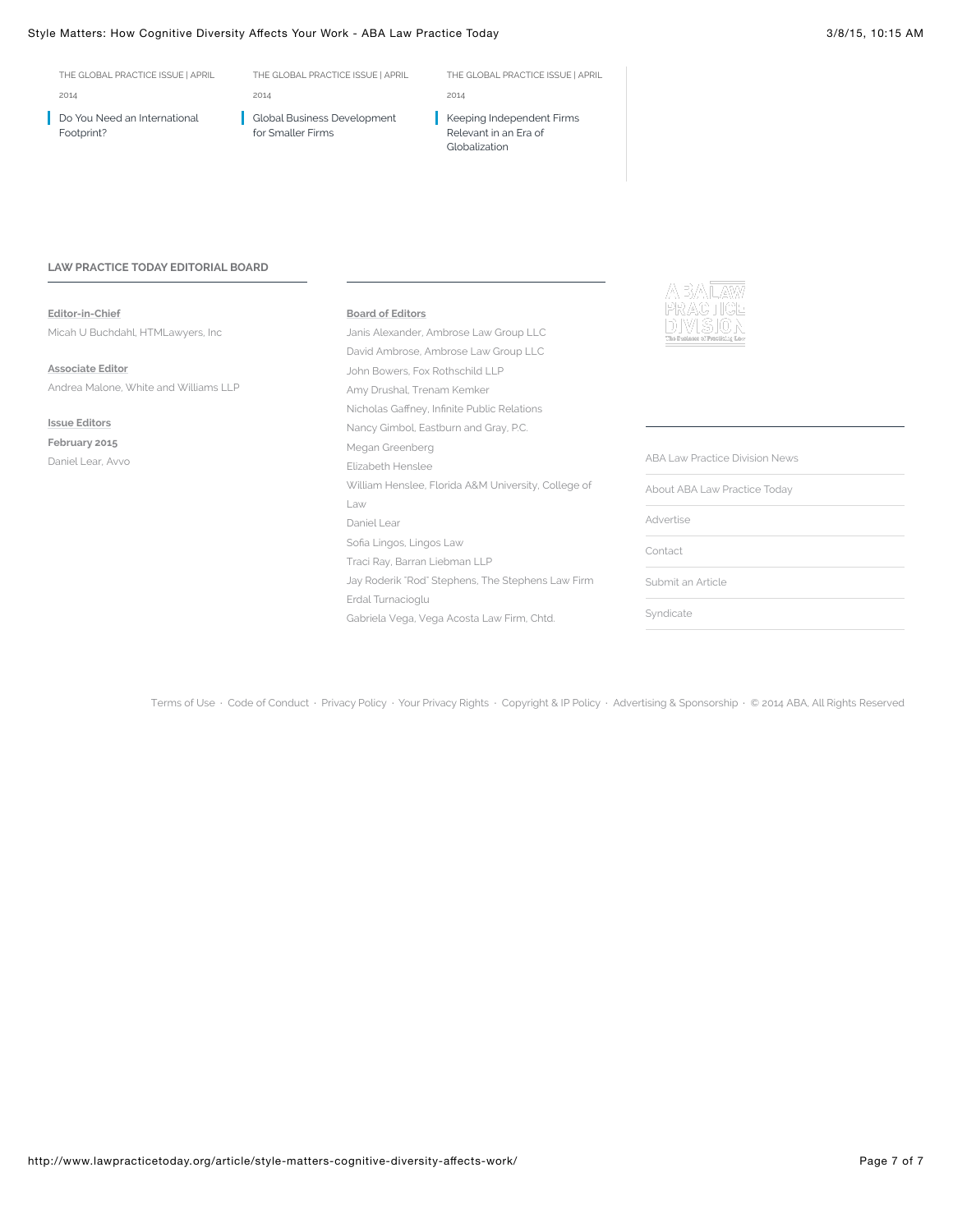THE GLOBAL PRACTICE ISSUE | APRIL 2014

Do You Need an International Footprint?

THE GLOBAL PRACTICE ISSUE | APRIL 2014

Global Business Development for Smaller Firms

THE GLOBAL PRACTICE ISSUE | APRIL 2014

Keeping Independent Firms Relevant in an Era of Globalization

## LAW PRACTICE TODAY EDITORIAL BOARD

**Editor-in-Chief**

Micah U Buchdahl, HTMLawyers, Inc

**Associate Editor**

Andrea Malone, White and Williams LLP

**Issue Editors**

**February 2015**

Daniel Lear, Avvo

**Board of Editors**

Janis Alexander, Ambrose Law Group LLC

David Ambrose, Ambrose Law Group LLC

John Bowers, Fox Rothschild LLP

Amy Drushal, Trenam Kemker

Nicholas Gaffney, Infinite Public Relations

Nancy Gimbol, Eastburn and Gray, P.C.

Megan Greenberg

Elizabeth Henslee

William Henslee, Florida A&M University, College of Law

Daniel Lear

Sofia Lingos, Lingos Law

Traci Ray, Barran Liebman LLP

Jay Roderik "Rod" Stephens, The Stephens Law Firm

Erdal Turnacioglu

Gabriela Vega, Vega Acosta Law Firm, Chtd.

ABA LAW PRACTICE DIVISION
The Business of Practicing Law

- ABA Law Practice Division News
- About ABA Law Practice Today
- Advertise
- Contact
- Submit an Article
- Syndicate

Terms of Use · Code of Conduct · Privacy Policy · Your Privacy Rights · Copyright & IP Policy · Advertising & Sponsorship · © 2014 ABA, All Rights Reserved